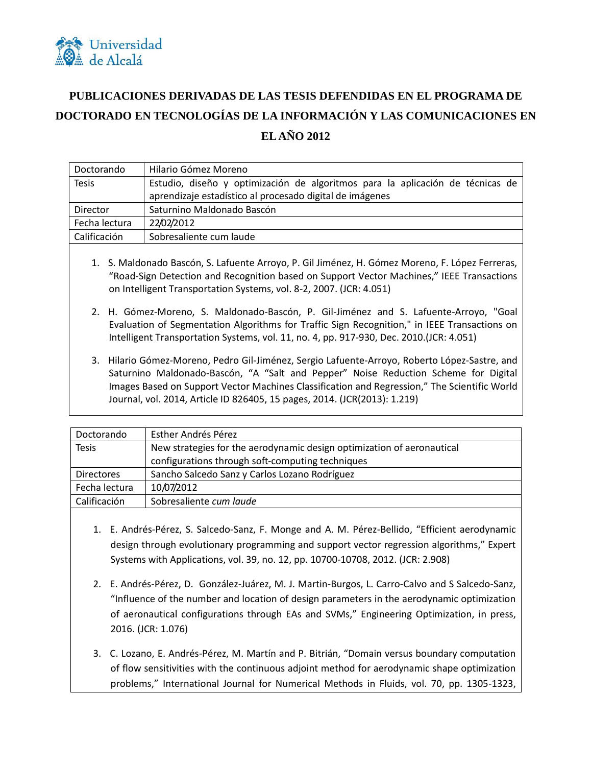Universidad de Alcalá

# PUBLICACIONES DERIVADAS DE LAS TESIS DEFENDIDAS EN EL PROGRAMA DE DOCTORADO EN TECNOLOGÍAS DE LA INFORMACIÓN Y LAS COMUNICACIONES EN EL AÑO 2012

| Doctorando | Hilario Gómez Moreno |
|---|---|
| Tesis | Estudio, diseño y optimización de algoritmos para la aplicación de técnicas de aprendizaje estadístico al procesado digital de imágenes |
| Director | Saturnino Maldonado Bascón |
| Fecha lectura | 22/02/2012 |
| Calificación | Sobresaliente cum laude |

1. S. Maldonado Bascón, S. Lafuente Arroyo, P. Gil Jiménez, H. Gómez Moreno, F. López Ferreras, "Road-Sign Detection and Recognition based on Support Vector Machines," IEEE Transactions on Intelligent Transportation Systems, vol. 8-2, 2007. (JCR: 4.051)

2. H. Gómez-Moreno, S. Maldonado-Bascón, P. Gil-Jiménez and S. Lafuente-Arroyo, "Goal Evaluation of Segmentation Algorithms for Traffic Sign Recognition," in IEEE Transactions on Intelligent Transportation Systems, vol. 11, no. 4, pp. 917-930, Dec. 2010.(JCR: 4.051)

3. Hilario Gómez-Moreno, Pedro Gil-Jiménez, Sergio Lafuente-Arroyo, Roberto López-Sastre, and Saturnino Maldonado-Bascón, "A "Salt and Pepper" Noise Reduction Scheme for Digital Images Based on Support Vector Machines Classification and Regression," The Scientific World Journal, vol. 2014, Article ID 826405, 15 pages, 2014. (JCR(2013): 1.219)

| Doctorando | Esther Andrés Pérez |
|---|---|
| Tesis | New strategies for the aerodynamic design optimization of aeronautical configurations through soft-computing techniques |
| Directores | Sancho Salcedo Sanz y Carlos Lozano Rodríguez |
| Fecha lectura | 10/07/2012 |
| Calificación | Sobresaliente *cum laude* |

1. E. Andrés-Pérez, S. Salcedo-Sanz, F. Monge and A. M. Pérez-Bellido, "Efficient aerodynamic design through evolutionary programming and support vector regression algorithms," Expert Systems with Applications, vol. 39, no. 12, pp. 10700-10708, 2012. (JCR: 2.908)

2. E. Andrés-Pérez, D. González-Juárez, M. J. Martin-Burgos, L. Carro-Calvo and S Salcedo-Sanz, "Influence of the number and location of design parameters in the aerodynamic optimization of aeronautical configurations through EAs and SVMs," Engineering Optimization, in press, 2016. (JCR: 1.076)

3. C. Lozano, E. Andrés-Pérez, M. Martín and P. Bitrián, "Domain versus boundary computation of flow sensitivities with the continuous adjoint method for aerodynamic shape optimization problems," International Journal for Numerical Methods in Fluids, vol. 70, pp. 1305-1323,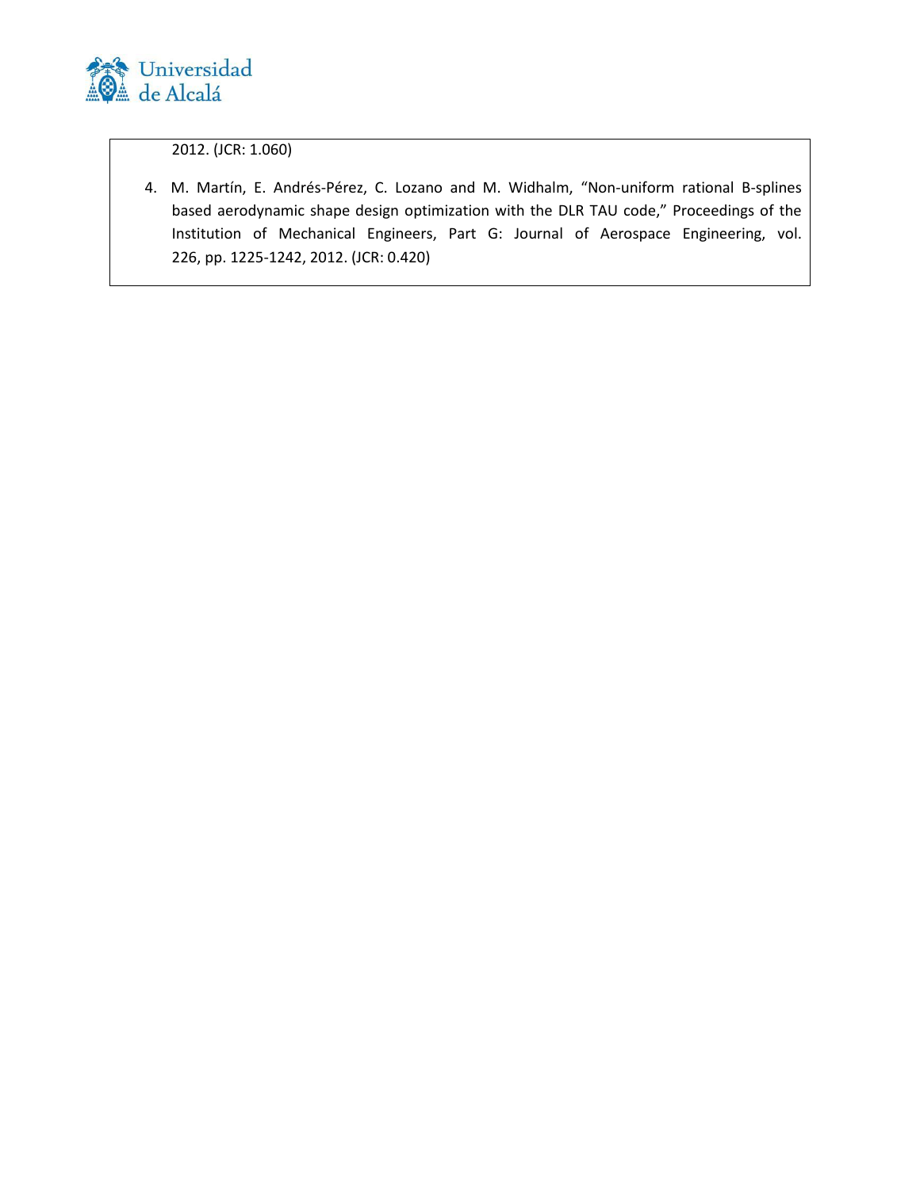2012. (JCR: 1.060)

4. M. Martín, E. Andrés-Pérez, C. Lozano and M. Widhalm, “Non-uniform rational B-splines based aerodynamic shape design optimization with the DLR TAU code,” Proceedings of the Institution of Mechanical Engineers, Part G: Journal of Aerospace Engineering, vol. 226, pp. 1225-1242, 2012. (JCR: 0.420)